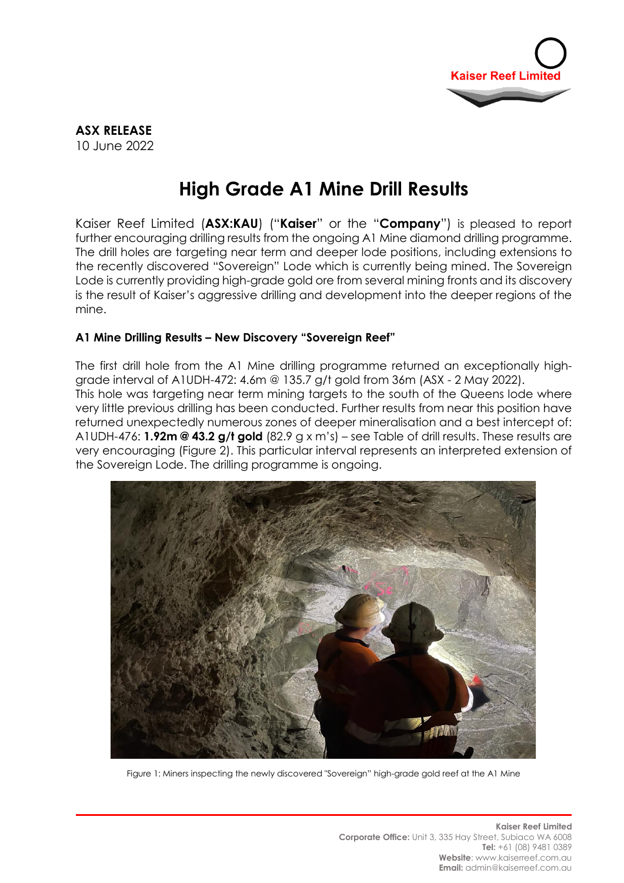**ASX RELEASE**
10 June 2022

# High Grade A1 Mine Drill Results

Kaiser Reef Limited (**ASX:KAU**) ("**Kaiser**" or the "**Company**") is pleased to report further encouraging drilling results from the ongoing A1 Mine diamond drilling programme. The drill holes are targeting near term and deeper lode positions, including extensions to the recently discovered "Sovereign" Lode which is currently being mined. The Sovereign Lode is currently providing high-grade gold ore from several mining fronts and its discovery is the result of Kaiser's aggressive drilling and development into the deeper regions of the mine.

### A1 Mine Drilling Results – New Discovery "Sovereign Reef"

The first drill hole from the A1 Mine drilling programme returned an exceptionally high-grade interval of A1UDH-472: 4.6m @ 135.7 g/t gold from 36m (ASX - 2 May 2022).
This hole was targeting near term mining targets to the south of the Queens lode where very little previous drilling has been conducted. Further results from near this position have returned unexpectedly numerous zones of deeper mineralisation and a best intercept of: A1UDH-476: **1.92m @ 43.2 g/t gold** (82.9 g x m's) – see Table of drill results. These results are very encouraging (Figure 2). This particular interval represents an interpreted extension of the Sovereign Lode. The drilling programme is ongoing.

Figure 1: Miners inspecting the newly discovered "Sovereign" high-grade gold reef at the A1 Mine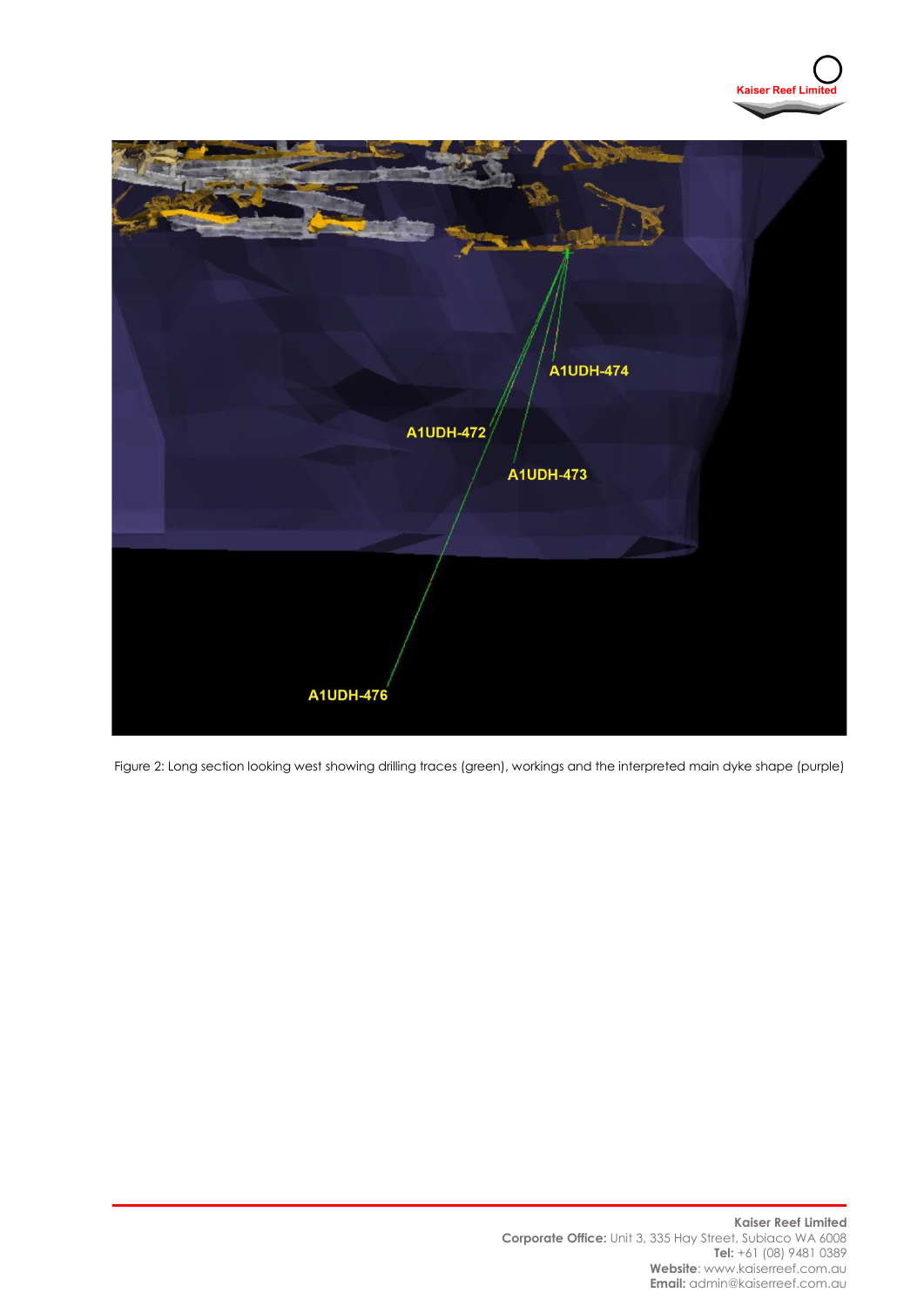Figure 2: Long section looking west showing drilling traces (green), workings and the interpreted main dyke shape (purple)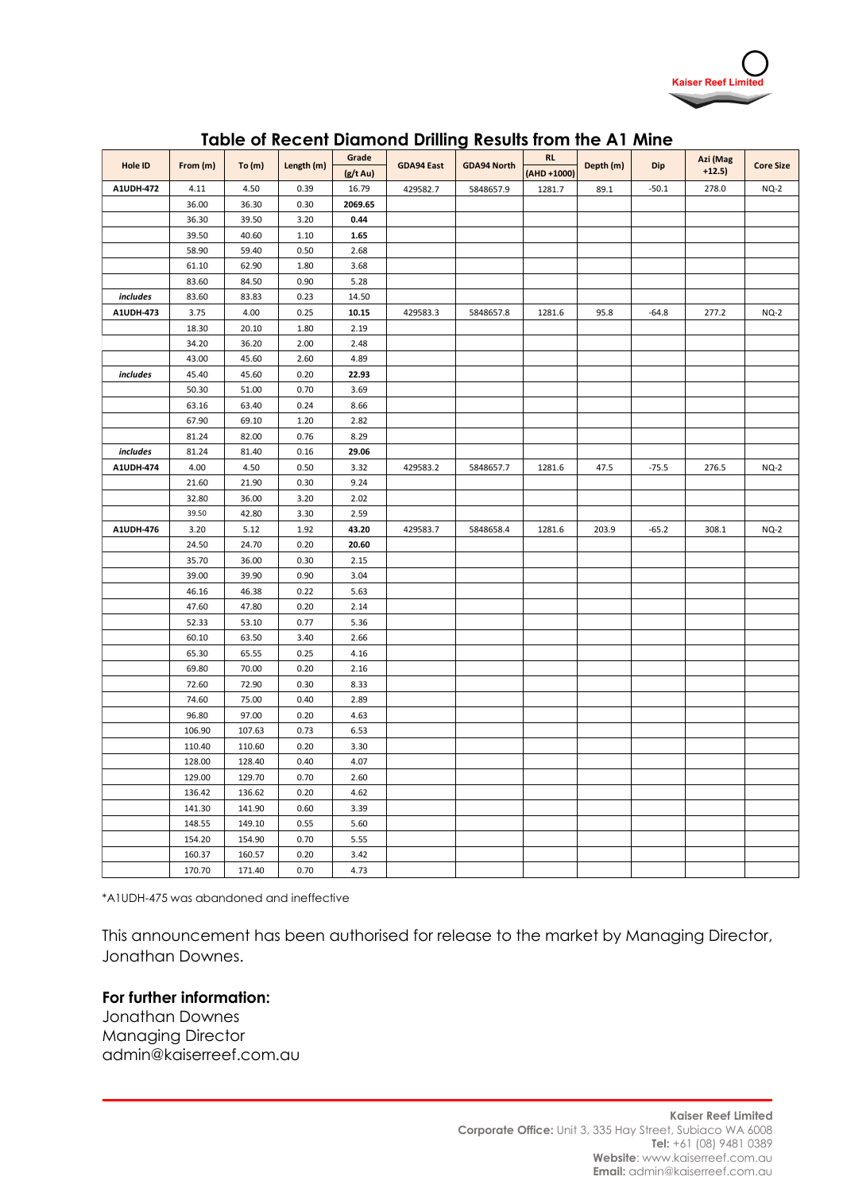## Table of Recent Diamond Drilling Results from the A1 Mine

| Hole ID | From (m) | To (m) | Length (m) | Grade (g/t Au) | GDA94 East | GDA94 North | RL (AHD +1000) | Depth (m) | Dip | Azi (Mag +12.5) | Core Size |
|---|---|---|---|---|---|---|---|---|---|---|---|
| **A1UDH-472** | 4.11 | 4.50 | 0.39 | 16.79 | 429582.7 | 5848657.9 | 1281.7 | 89.1 | -50.1 | 278.0 | NQ-2 |
| | 36.00 | 36.30 | 0.30 | **2069.65** | | | | | | | |
| | 36.30 | 39.50 | 3.20 | **0.44** | | | | | | | |
| | 39.50 | 40.60 | 1.10 | **1.65** | | | | | | | |
| | 58.90 | 59.40 | 0.50 | 2.68 | | | | | | | |
| | 61.10 | 62.90 | 1.80 | 3.68 | | | | | | | |
| | 83.60 | 84.50 | 0.90 | 5.28 | | | | | | | |
| ***includes*** | 83.60 | 83.83 | 0.23 | 14.50 | | | | | | | |
| **A1UDH-473** | 3.75 | 4.00 | 0.25 | **10.15** | 429583.3 | 5848657.8 | 1281.6 | 95.8 | -64.8 | 277.2 | NQ-2 |
| | 18.30 | 20.10 | 1.80 | 2.19 | | | | | | | |
| | 34.20 | 36.20 | 2.00 | 2.48 | | | | | | | |
| | 43.00 | 45.60 | 2.60 | 4.89 | | | | | | | |
| ***includes*** | 45.40 | 45.60 | 0.20 | **22.93** | | | | | | | |
| | 50.30 | 51.00 | 0.70 | 3.69 | | | | | | | |
| | 63.16 | 63.40 | 0.24 | 8.66 | | | | | | | |
| | 67.90 | 69.10 | 1.20 | 2.82 | | | | | | | |
| | 81.24 | 82.00 | 0.76 | 8.29 | | | | | | | |
| ***includes*** | 81.24 | 81.40 | 0.16 | **29.06** | | | | | | | |
| **A1UDH-474** | 4.00 | 4.50 | 0.50 | 3.32 | 429583.2 | 5848657.7 | 1281.6 | 47.5 | -75.5 | 276.5 | NQ-2 |
| | 21.60 | 21.90 | 0.30 | 9.24 | | | | | | | |
| | 32.80 | 36.00 | 3.20 | 2.02 | | | | | | | |
| | 39.50 | 42.80 | 3.30 | 2.59 | | | | | | | |
| **A1UDH-476** | 3.20 | 5.12 | 1.92 | **43.20** | 429583.7 | 5848658.4 | 1281.6 | 203.9 | -65.2 | 308.1 | NQ-2 |
| | 24.50 | 24.70 | 0.20 | **20.60** | | | | | | | |
| | 35.70 | 36.00 | 0.30 | 2.15 | | | | | | | |
| | 39.00 | 39.90 | 0.90 | 3.04 | | | | | | | |
| | 46.16 | 46.38 | 0.22 | 5.63 | | | | | | | |
| | 47.60 | 47.80 | 0.20 | 2.14 | | | | | | | |
| | 52.33 | 53.10 | 0.77 | 5.36 | | | | | | | |
| | 60.10 | 63.50 | 3.40 | 2.66 | | | | | | | |
| | 65.30 | 65.55 | 0.25 | 4.16 | | | | | | | |
| | 69.80 | 70.00 | 0.20 | 2.16 | | | | | | | |
| | 72.60 | 72.90 | 0.30 | 8.33 | | | | | | | |
| | 74.60 | 75.00 | 0.40 | 2.89 | | | | | | | |
| | 96.80 | 97.00 | 0.20 | 4.63 | | | | | | | |
| | 106.90 | 107.63 | 0.73 | 6.53 | | | | | | | |
| | 110.40 | 110.60 | 0.20 | 3.30 | | | | | | | |
| | 128.00 | 128.40 | 0.40 | 4.07 | | | | | | | |
| | 129.00 | 129.70 | 0.70 | 2.60 | | | | | | | |
| | 136.42 | 136.62 | 0.20 | 4.62 | | | | | | | |
| | 141.30 | 141.90 | 0.60 | 3.39 | | | | | | | |
| | 148.55 | 149.10 | 0.55 | 5.60 | | | | | | | |
| | 154.20 | 154.90 | 0.70 | 5.55 | | | | | | | |
| | 160.37 | 160.57 | 0.20 | 3.42 | | | | | | | |
| | 170.70 | 171.40 | 0.70 | 4.73 | | | | | | | |

*A1UDH-475 was abandoned and ineffective

This announcement has been authorised for release to the market by Managing Director, Jonathan Downes.

**For further information:**

Jonathan Downes
Managing Director
admin@kaiserreef.com.au

**Kaiser Reef Limited**
**Corporate Office:** Unit 3, 335 Hay Street, Subiaco WA 6008
**Tel:** +61 (08) 9481 0389
**Website**: www.kaiserreef.com.au
**Email:** admin@kaiserreef.com.au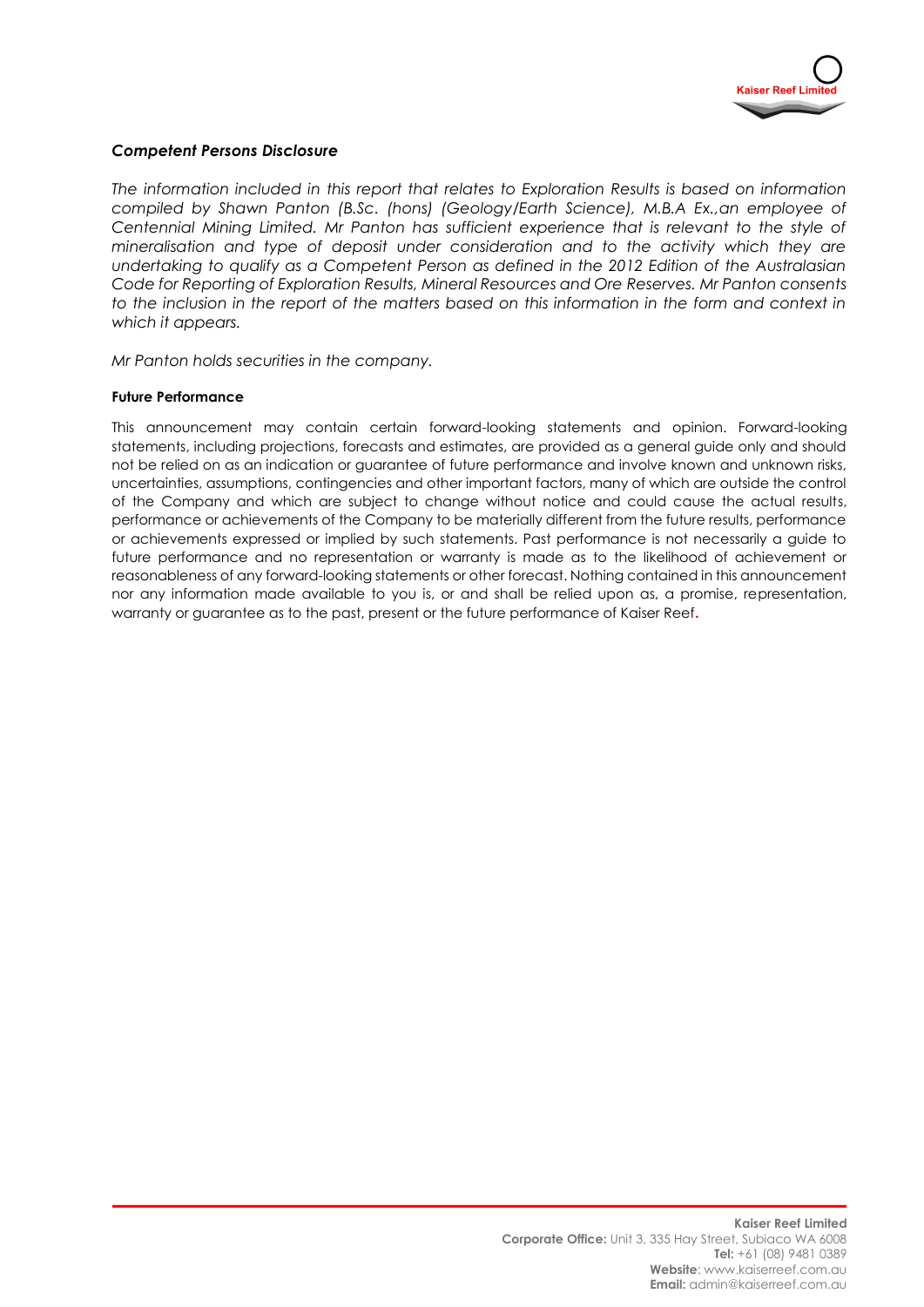***Competent Persons Disclosure***

*The information included in this report that relates to Exploration Results is based on information compiled by Shawn Panton (B.Sc. (hons) (Geology/Earth Science), M.B.A Ex.,an employee of Centennial Mining Limited. Mr Panton has sufficient experience that is relevant to the style of mineralisation and type of deposit under consideration and to the activity which they are undertaking to qualify as a Competent Person as defined in the 2012 Edition of the Australasian Code for Reporting of Exploration Results, Mineral Resources and Ore Reserves. Mr Panton consents to the inclusion in the report of the matters based on this information in the form and context in which it appears.*

*Mr Panton holds securities in the company.*

**Future Performance**

This announcement may contain certain forward-looking statements and opinion. Forward-looking statements, including projections, forecasts and estimates, are provided as a general guide only and should not be relied on as an indication or guarantee of future performance and involve known and unknown risks, uncertainties, assumptions, contingencies and other important factors, many of which are outside the control of the Company and which are subject to change without notice and could cause the actual results, performance or achievements of the Company to be materially different from the future results, performance or achievements expressed or implied by such statements. Past performance is not necessarily a guide to future performance and no representation or warranty is made as to the likelihood of achievement or reasonableness of any forward-looking statements or other forecast. Nothing contained in this announcement nor any information made available to you is, or and shall be relied upon as, a promise, representation, warranty or guarantee as to the past, present or the future performance of Kaiser Reef.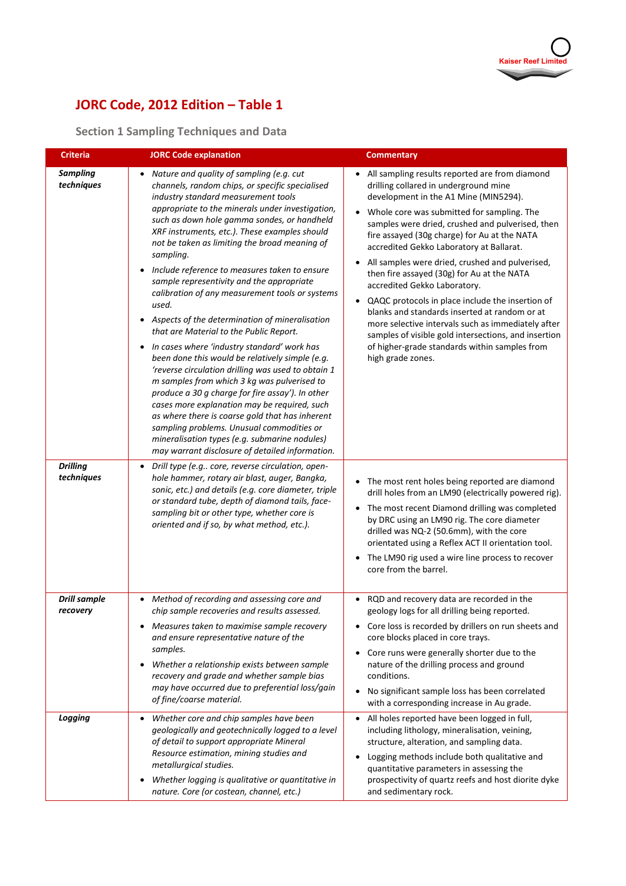# JORC Code, 2012 Edition – Table 1

## Section 1 Sampling Techniques and Data

| Criteria | JORC Code explanation | Commentary |
|---|---|---|
| ***Sampling techniques*** | • *Nature and quality of sampling (e.g. cut channels, random chips, or specific specialised industry standard measurement tools appropriate to the minerals under investigation, such as down hole gamma sondes, or handheld XRF instruments, etc.). These examples should not be taken as limiting the broad meaning of sampling.*<br>• *Include reference to measures taken to ensure sample representivity and the appropriate calibration of any measurement tools or systems used.*<br>• *Aspects of the determination of mineralisation that are Material to the Public Report.*<br>• *In cases where 'industry standard' work has been done this would be relatively simple (e.g. 'reverse circulation drilling was used to obtain 1 m samples from which 3 kg was pulverised to produce a 30 g charge for fire assay'). In other cases more explanation may be required, such as where there is coarse gold that has inherent sampling problems. Unusual commodities or mineralisation types (e.g. submarine nodules) may warrant disclosure of detailed information.* | • All sampling results reported are from diamond drilling collared in underground mine development in the A1 Mine (MIN5294).<br>• Whole core was submitted for sampling. The samples were dried, crushed and pulverised, then fire assayed (30g charge) for Au at the NATA accredited Gekko Laboratory at Ballarat.<br>• All samples were dried, crushed and pulverised, then fire assayed (30g) for Au at the NATA accredited Gekko Laboratory.<br>• QAQC protocols in place include the insertion of blanks and standards inserted at random or at more selective intervals such as immediately after samples of visible gold intersections, and insertion of higher-grade standards within samples from high grade zones. |
| ***Drilling techniques*** | • *Drill type (e.g.. core, reverse circulation, open-hole hammer, rotary air blast, auger, Bangka, sonic, etc.) and details (e.g. core diameter, triple or standard tube, depth of diamond tails, face-sampling bit or other type, whether core is oriented and if so, by what method, etc.).* | • The most rent holes being reported are diamond drill holes from an LM90 (electrically powered rig).<br>• The most recent Diamond drilling was completed by DRC using an LM90 rig. The core diameter drilled was NQ-2 (50.6mm), with the core orientated using a Reflex ACT II orientation tool.<br>• The LM90 rig used a wire line process to recover core from the barrel. |
| ***Drill sample recovery*** | • *Method of recording and assessing core and chip sample recoveries and results assessed.*<br>• *Measures taken to maximise sample recovery and ensure representative nature of the samples.*<br>• *Whether a relationship exists between sample recovery and grade and whether sample bias may have occurred due to preferential loss/gain of fine/coarse material.* | • RQD and recovery data are recorded in the geology logs for all drilling being reported.<br>• Core loss is recorded by drillers on run sheets and core blocks placed in core trays.<br>• Core runs were generally shorter due to the nature of the drilling process and ground conditions.<br>• No significant sample loss has been correlated with a corresponding increase in Au grade. |
| ***Logging*** | • *Whether core and chip samples have been geologically and geotechnically logged to a level of detail to support appropriate Mineral Resource estimation, mining studies and metallurgical studies.*<br>• *Whether logging is qualitative or quantitative in nature. Core (or costean, channel, etc.)* | • All holes reported have been logged in full, including lithology, mineralisation, veining, structure, alteration, and sampling data.<br>• Logging methods include both qualitative and quantitative parameters in assessing the prospectivity of quartz reefs and host diorite dyke and sedimentary rock. |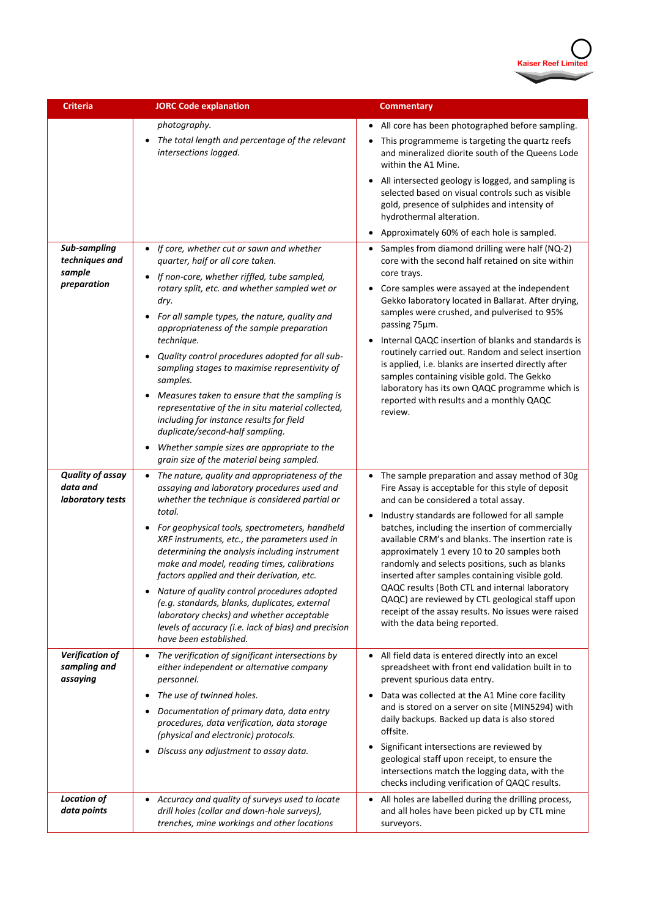| Criteria | JORC Code explanation | Commentary |
|---|---|---|
| | *photography.*<br>• *The total length and percentage of the relevant intersections logged.* | • All core has been photographed before sampling.<br>• This programmeme is targeting the quartz reefs and mineralized diorite south of the Queens Lode within the A1 Mine.<br>• All intersected geology is logged, and sampling is selected based on visual controls such as visible gold, presence of sulphides and intensity of hydrothermal alteration.<br>• Approximately 60% of each hole is sampled. |
| ***Sub-sampling techniques and sample preparation*** | • *If core, whether cut or sawn and whether quarter, half or all core taken.*<br>• *If non-core, whether riffled, tube sampled, rotary split, etc. and whether sampled wet or dry.*<br>• *For all sample types, the nature, quality and appropriateness of the sample preparation technique.*<br>• *Quality control procedures adopted for all sub-sampling stages to maximise representivity of samples.*<br>• *Measures taken to ensure that the sampling is representative of the in situ material collected, including for instance results for field duplicate/second-half sampling.*<br>• *Whether sample sizes are appropriate to the grain size of the material being sampled.* | • Samples from diamond drilling were half (NQ-2) core with the second half retained on site within core trays.<br>• Core samples were assayed at the independent Gekko laboratory located in Ballarat. After drying, samples were crushed, and pulverised to 95% passing 75µm.<br>• Internal QAQC insertion of blanks and standards is routinely carried out. Random and select insertion is applied, i.e. blanks are inserted directly after samples containing visible gold. The Gekko laboratory has its own QAQC programme which is reported with results and a monthly QAQC review. |
| ***Quality of assay data and laboratory tests*** | • *The nature, quality and appropriateness of the assaying and laboratory procedures used and whether the technique is considered partial or total.*<br>• *For geophysical tools, spectrometers, handheld XRF instruments, etc., the parameters used in determining the analysis including instrument make and model, reading times, calibrations factors applied and their derivation, etc.*<br>• *Nature of quality control procedures adopted (e.g. standards, blanks, duplicates, external laboratory checks) and whether acceptable levels of accuracy (i.e. lack of bias) and precision have been established.* | • The sample preparation and assay method of 30g Fire Assay is acceptable for this style of deposit and can be considered a total assay.<br>• Industry standards are followed for all sample batches, including the insertion of commercially available CRM's and blanks. The insertion rate is approximately 1 every 10 to 20 samples both randomly and selects positions, such as blanks inserted after samples containing visible gold. QAQC results (Both CTL and internal laboratory QAQC) are reviewed by CTL geological staff upon receipt of the assay results. No issues were raised with the data being reported. |
| ***Verification of sampling and assaying*** | • *The verification of significant intersections by either independent or alternative company personnel.*<br>• *The use of twinned holes.*<br>• *Documentation of primary data, data entry procedures, data verification, data storage (physical and electronic) protocols.*<br>• *Discuss any adjustment to assay data.* | • All field data is entered directly into an excel spreadsheet with front end validation built in to prevent spurious data entry.<br>• Data was collected at the A1 Mine core facility and is stored on a server on site (MIN5294) with daily backups. Backed up data is also stored offsite.<br>• Significant intersections are reviewed by geological staff upon receipt, to ensure the intersections match the logging data, with the checks including verification of QAQC results. |
| ***Location of data points*** | • *Accuracy and quality of surveys used to locate drill holes (collar and down-hole surveys), trenches, mine workings and other locations* | • All holes are labelled during the drilling process, and all holes have been picked up by CTL mine surveyors. |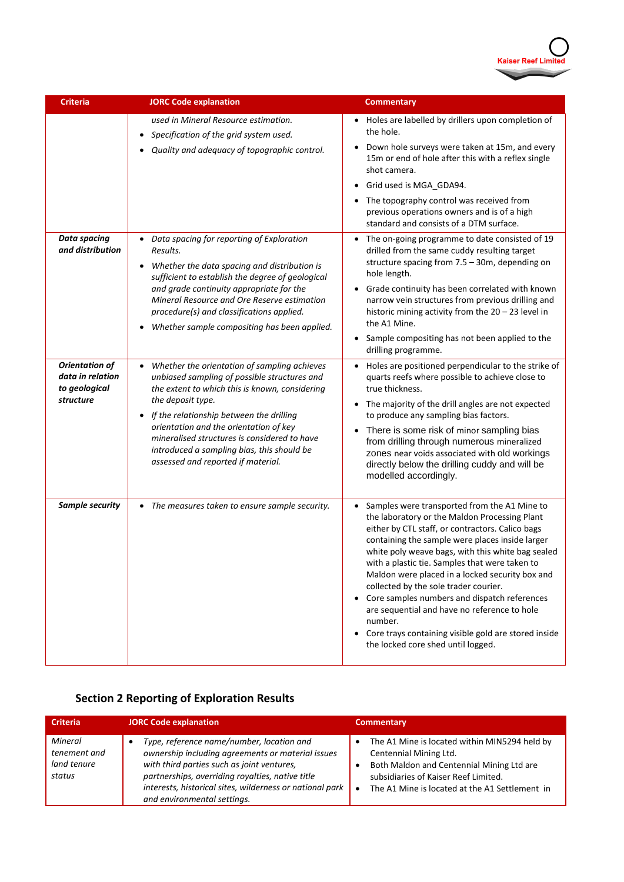| Criteria | JORC Code explanation | Commentary |
|---|---|---|
| | *used in Mineral Resource estimation.*<br>• *Specification of the grid system used.*<br>• *Quality and adequacy of topographic control.* | • Holes are labelled by drillers upon completion of the hole.<br>• Down hole surveys were taken at 15m, and every 15m or end of hole after this with a reflex single shot camera.<br>• Grid used is MGA_GDA94.<br>• The topography control was received from previous operations owners and is of a high standard and consists of a DTM surface. |
| ***Data spacing and distribution*** | • *Data spacing for reporting of Exploration Results.*<br>• *Whether the data spacing and distribution is sufficient to establish the degree of geological and grade continuity appropriate for the Mineral Resource and Ore Reserve estimation procedure(s) and classifications applied.*<br>• *Whether sample compositing has been applied.* | • The on-going programme to date consisted of 19 drilled from the same cuddy resulting target structure spacing from 7.5 – 30m, depending on hole length.<br>• Grade continuity has been correlated with known narrow vein structures from previous drilling and historic mining activity from the 20 – 23 level in the A1 Mine.<br>• Sample compositing has not been applied to the drilling programme. |
| ***Orientation of data in relation to geological structure*** | • *Whether the orientation of sampling achieves unbiased sampling of possible structures and the extent to which this is known, considering the deposit type.*<br>• *If the relationship between the drilling orientation and the orientation of key mineralised structures is considered to have introduced a sampling bias, this should be assessed and reported if material.* | • Holes are positioned perpendicular to the strike of quarts reefs where possible to achieve close to true thickness.<br>• The majority of the drill angles are not expected to produce any sampling bias factors.<br>• There is some risk of minor sampling bias from drilling through numerous mineralized zones near voids associated with old workings directly below the drilling cuddy and will be modelled accordingly. |
| ***Sample security*** | • *The measures taken to ensure sample security.* | • Samples were transported from the A1 Mine to the laboratory or the Maldon Processing Plant either by CTL staff, or contractors. Calico bags containing the sample were places inside larger white poly weave bags, with this white bag sealed with a plastic tie. Samples that were taken to Maldon were placed in a locked security box and collected by the sole trader courier.<br>• Core samples numbers and dispatch references are sequential and have no reference to hole number.<br>• Core trays containing visible gold are stored inside the locked core shed until logged. |

## Section 2 Reporting of Exploration Results

| Criteria | JORC Code explanation | Commentary |
|---|---|---|
| *Mineral tenement and land tenure status* | • *Type, reference name/number, location and ownership including agreements or material issues with third parties such as joint ventures, partnerships, overriding royalties, native title interests, historical sites, wilderness or national park and environmental settings.* | • The A1 Mine is located within MIN5294 held by Centennial Mining Ltd.<br>• Both Maldon and Centennial Mining Ltd are subsidiaries of Kaiser Reef Limited.<br>• The A1 Mine is located at the A1 Settlement in |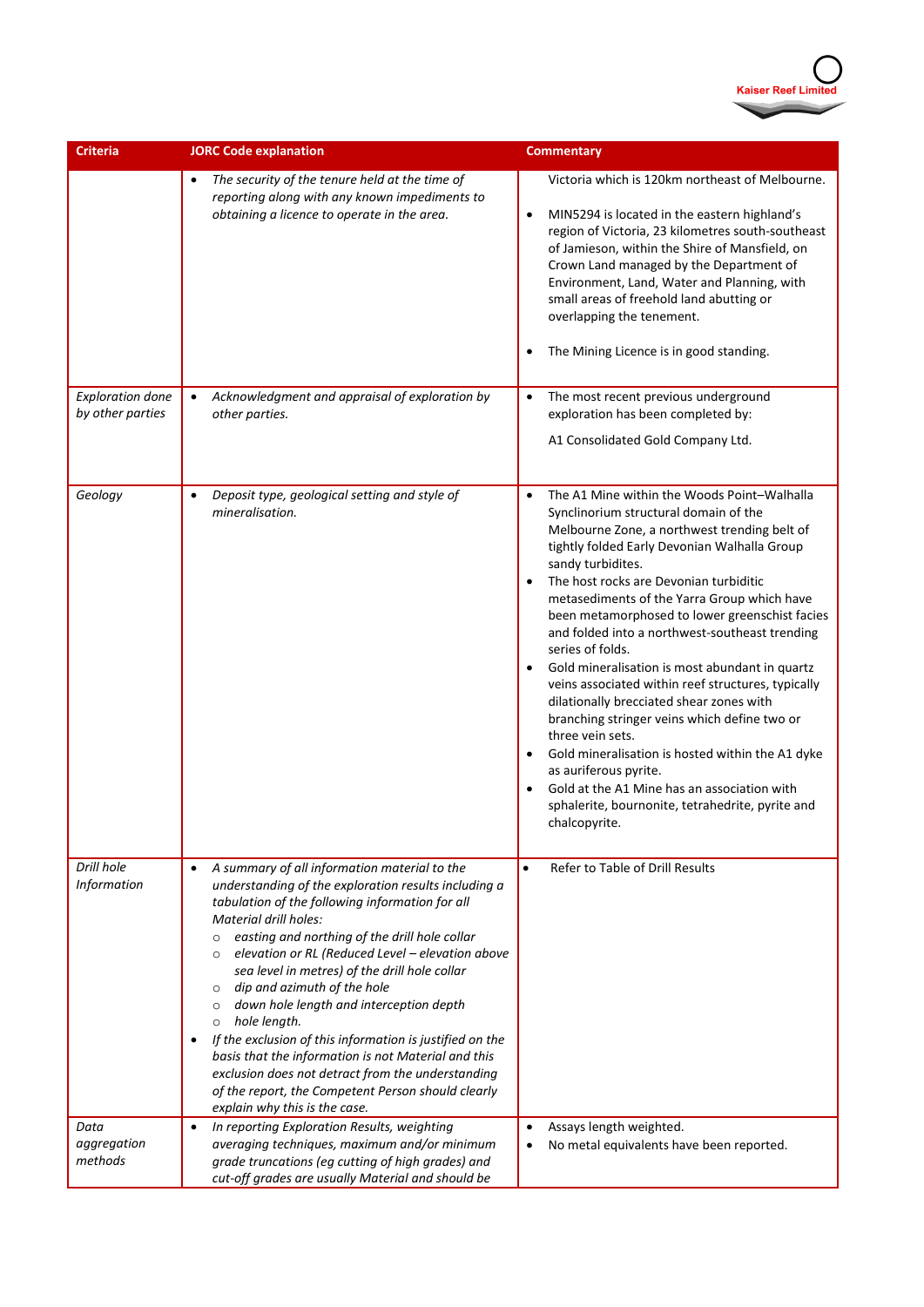| Criteria | JORC Code explanation | Commentary |
|---|---|---|
| | • *The security of the tenure held at the time of reporting along with any known impediments to obtaining a licence to operate in the area.* | Victoria which is 120km northeast of Melbourne.<br><br>• MIN5294 is located in the eastern highland's region of Victoria, 23 kilometres south-southeast of Jamieson, within the Shire of Mansfield, on Crown Land managed by the Department of Environment, Land, Water and Planning, with small areas of freehold land abutting or overlapping the tenement.<br><br>• The Mining Licence is in good standing. |
| *Exploration done by other parties* | • *Acknowledgment and appraisal of exploration by other parties.* | • The most recent previous underground exploration has been completed by:<br><br>A1 Consolidated Gold Company Ltd. |
| *Geology* | • *Deposit type, geological setting and style of mineralisation.* | • The A1 Mine within the Woods Point–Walhalla Synclinorium structural domain of the Melbourne Zone, a northwest trending belt of tightly folded Early Devonian Walhalla Group sandy turbidites.<br>• The host rocks are Devonian turbiditic metasediments of the Yarra Group which have been metamorphosed to lower greenschist facies and folded into a northwest-southeast trending series of folds.<br>• Gold mineralisation is most abundant in quartz veins associated within reef structures, typically dilationally brecciated shear zones with branching stringer veins which define two or three vein sets.<br>• Gold mineralisation is hosted within the A1 dyke as auriferous pyrite.<br>• Gold at the A1 Mine has an association with sphalerite, bournonite, tetrahedrite, pyrite and chalcopyrite. |
| *Drill hole Information* | • *A summary of all information material to the understanding of the exploration results including a tabulation of the following information for all Material drill holes:*<br>  ○ *easting and northing of the drill hole collar*<br>  ○ *elevation or RL (Reduced Level – elevation above sea level in metres) of the drill hole collar*<br>  ○ *dip and azimuth of the hole*<br>  ○ *down hole length and interception depth*<br>  ○ *hole length.*<br>• *If the exclusion of this information is justified on the basis that the information is not Material and this exclusion does not detract from the understanding of the report, the Competent Person should clearly explain why this is the case.* | • Refer to Table of Drill Results |
| *Data aggregation methods* | • *In reporting Exploration Results, weighting averaging techniques, maximum and/or minimum grade truncations (eg cutting of high grades) and cut-off grades are usually Material and should be* | • Assays length weighted.<br>• No metal equivalents have been reported. |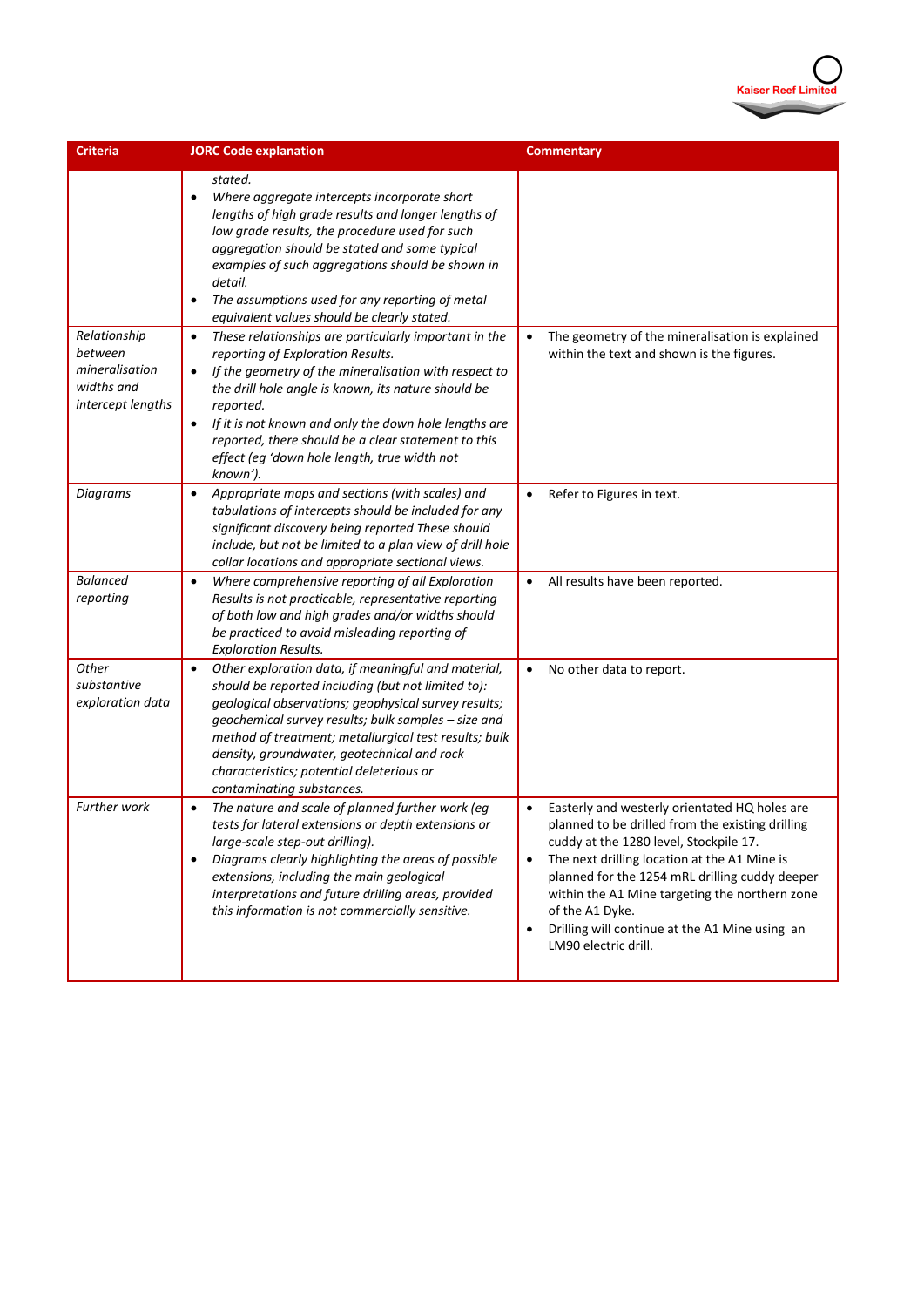| Criteria | JORC Code explanation | Commentary |
|---|---|---|
| | *stated.*<br>• *Where aggregate intercepts incorporate short lengths of high grade results and longer lengths of low grade results, the procedure used for such aggregation should be stated and some typical examples of such aggregations should be shown in detail.*<br>• *The assumptions used for any reporting of metal equivalent values should be clearly stated.* | |
| *Relationship between mineralisation widths and intercept lengths* | • *These relationships are particularly important in the reporting of Exploration Results.*<br>• *If the geometry of the mineralisation with respect to the drill hole angle is known, its nature should be reported.*<br>• *If it is not known and only the down hole lengths are reported, there should be a clear statement to this effect (eg 'down hole length, true width not known').* | • The geometry of the mineralisation is explained within the text and shown is the figures. |
| *Diagrams* | • *Appropriate maps and sections (with scales) and tabulations of intercepts should be included for any significant discovery being reported These should include, but not be limited to a plan view of drill hole collar locations and appropriate sectional views.* | • Refer to Figures in text. |
| *Balanced reporting* | • *Where comprehensive reporting of all Exploration Results is not practicable, representative reporting of both low and high grades and/or widths should be practiced to avoid misleading reporting of Exploration Results.* | • All results have been reported. |
| *Other substantive exploration data* | • *Other exploration data, if meaningful and material, should be reported including (but not limited to): geological observations; geophysical survey results; geochemical survey results; bulk samples – size and method of treatment; metallurgical test results; bulk density, groundwater, geotechnical and rock characteristics; potential deleterious or contaminating substances.* | • No other data to report. |
| *Further work* | • *The nature and scale of planned further work (eg tests for lateral extensions or depth extensions or large-scale step-out drilling).*<br>• *Diagrams clearly highlighting the areas of possible extensions, including the main geological interpretations and future drilling areas, provided this information is not commercially sensitive.* | • Easterly and westerly orientated HQ holes are planned to be drilled from the existing drilling cuddy at the 1280 level, Stockpile 17.<br>• The next drilling location at the A1 Mine is planned for the 1254 mRL drilling cuddy deeper within the A1 Mine targeting the northern zone of the A1 Dyke.<br>• Drilling will continue at the A1 Mine using an LM90 electric drill. |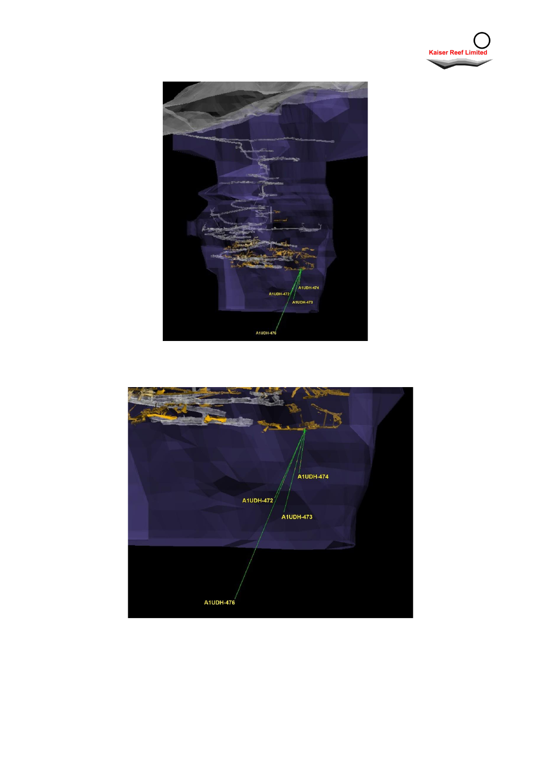A1UDH-474

A1UDH-472

A1UDH-473

A1UDH-476

A1UDH-474

A1UDH-472

A1UDH-473

A1UDH-476